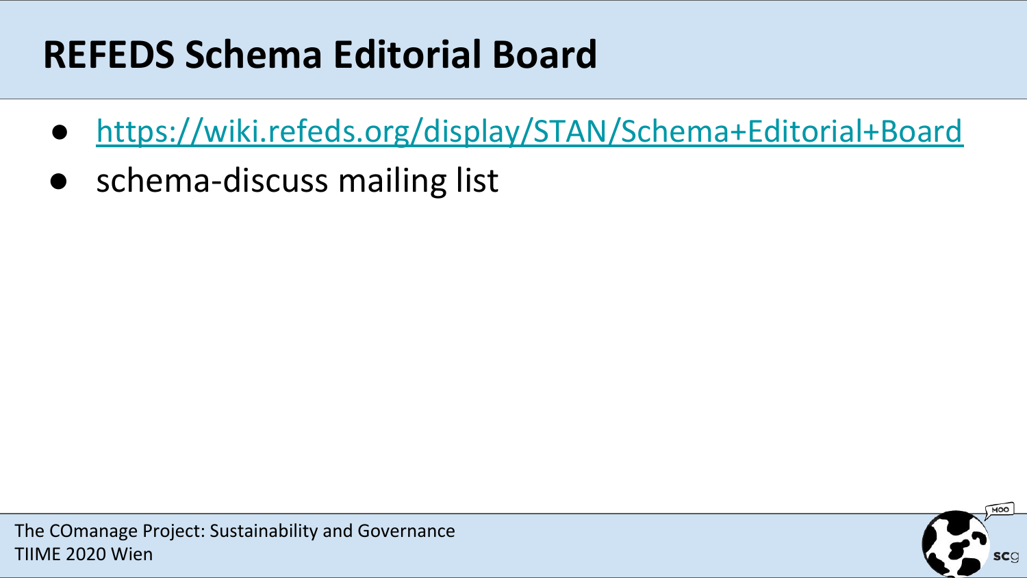# REFEDS Schema Editorial Board

- https://wiki.refeds.org/display/STAN/Schema+Editorial+Board
- schema-discuss mailing list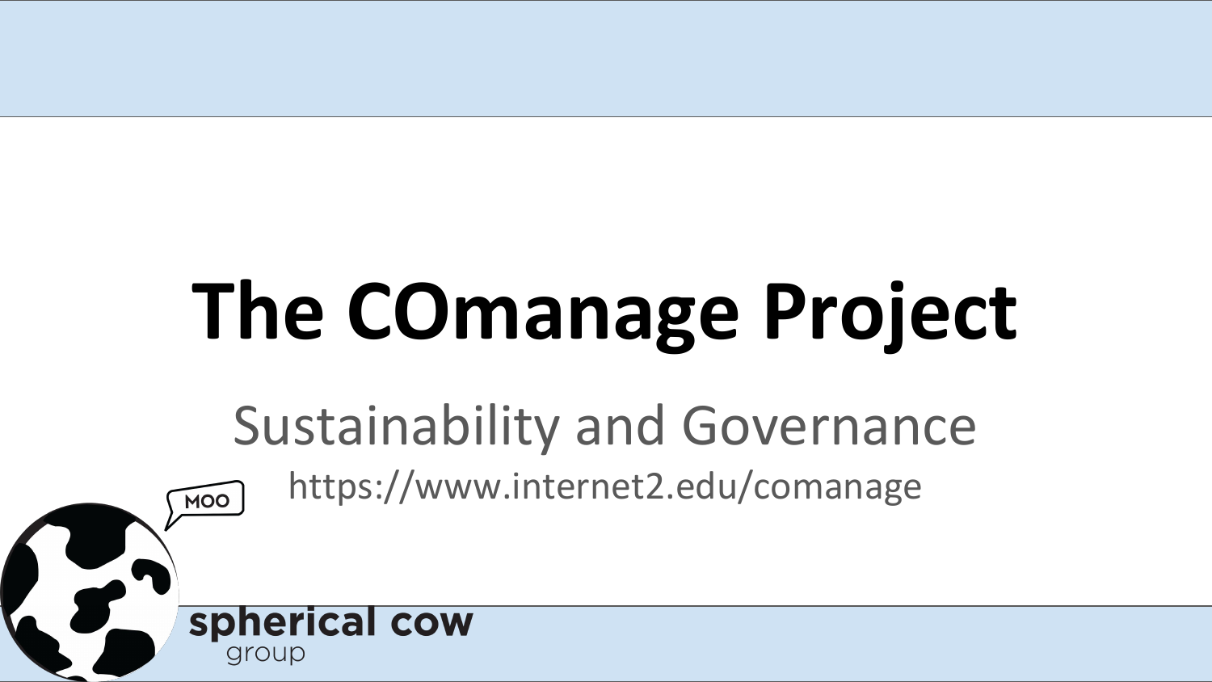# The COmanage Project

## Sustainability and Governance

https://www.internet2.edu/comanage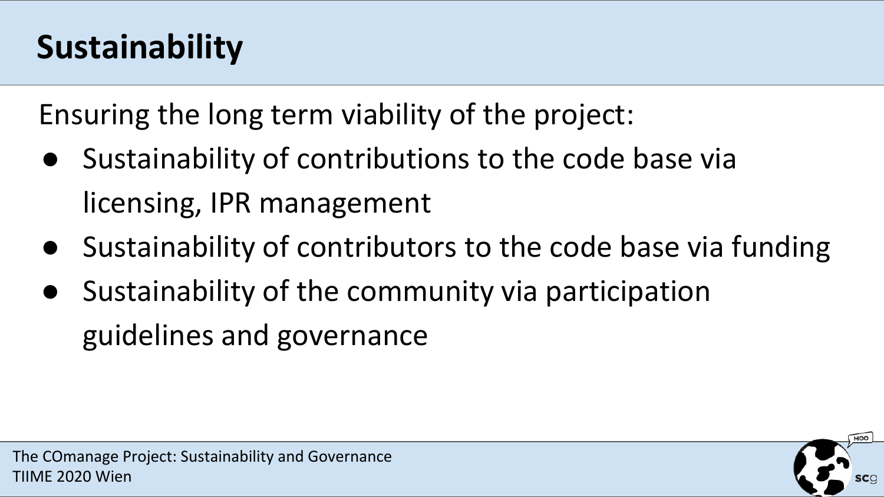# Sustainability

Ensuring the long term viability of the project:

- Sustainability of contributions to the code base via licensing, IPR management
- Sustainability of contributors to the code base via funding
- Sustainability of the community via participation guidelines and governance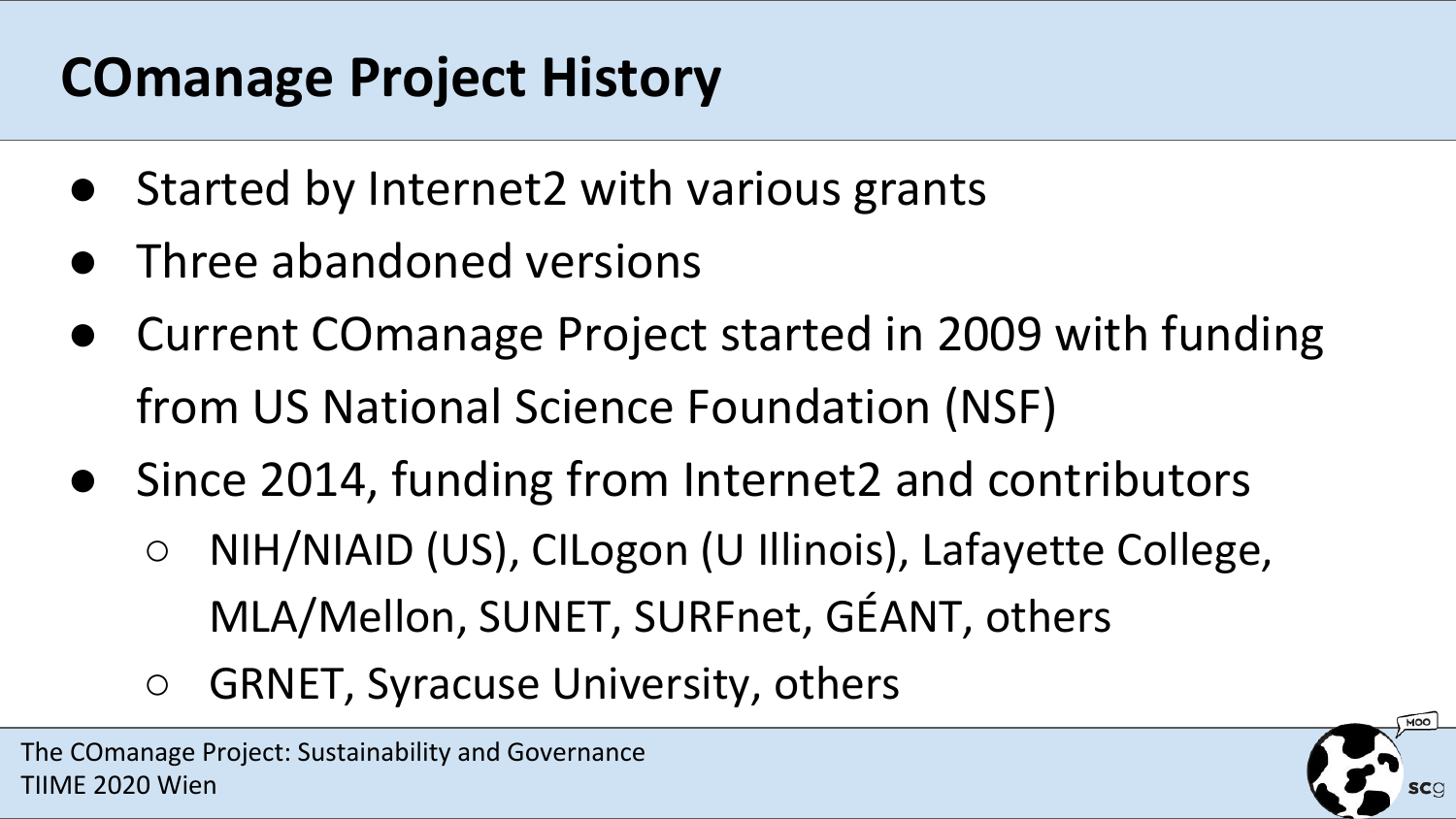# COmanage Project History

- Started by Internet2 with various grants
- Three abandoned versions
- Current COmanage Project started in 2009 with funding from US National Science Foundation (NSF)
- Since 2014, funding from Internet2 and contributors
  - NIH/NIAID (US), CILogon (U Illinois), Lafayette College, MLA/Mellon, SUNET, SURFnet, GÉANT, others
  - GRNET, Syracuse University, others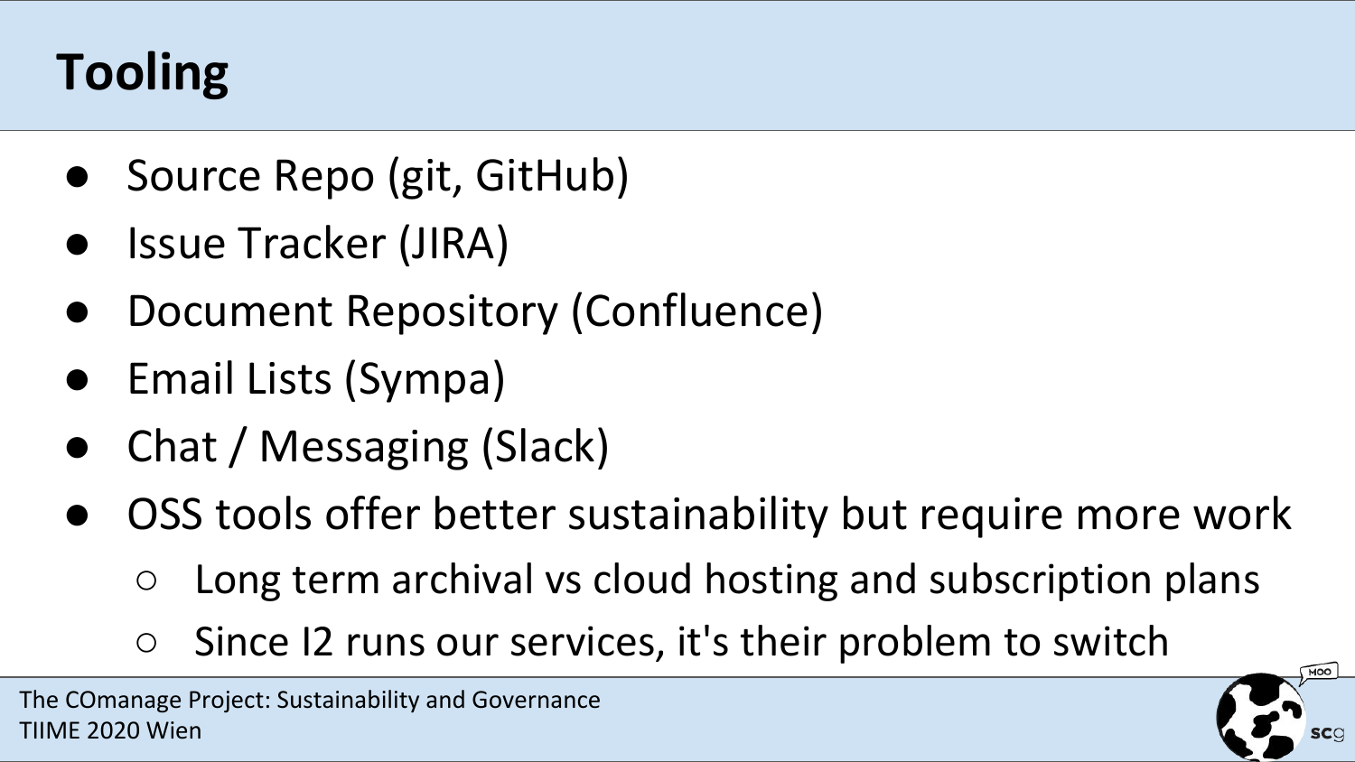# Tooling

- Source Repo (git, GitHub)
- Issue Tracker (JIRA)
- Document Repository (Confluence)
- Email Lists (Sympa)
- Chat / Messaging (Slack)
- OSS tools offer better sustainability but require more work
  - Long term archival vs cloud hosting and subscription plans
  - Since I2 runs our services, it's their problem to switch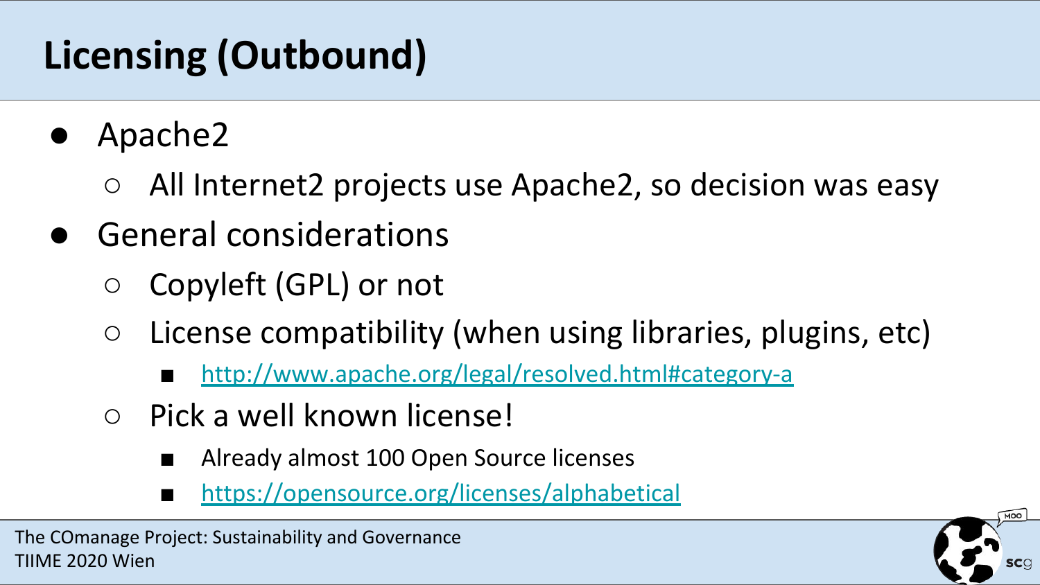# Licensing (Outbound)

- Apache2
  - All Internet2 projects use Apache2, so decision was easy
- General considerations
  - Copyleft (GPL) or not
  - License compatibility (when using libraries, plugins, etc)
    - http://www.apache.org/legal/resolved.html#category-a
  - Pick a well known license!
    - Already almost 100 Open Source licenses
    - https://opensource.org/licenses/alphabetical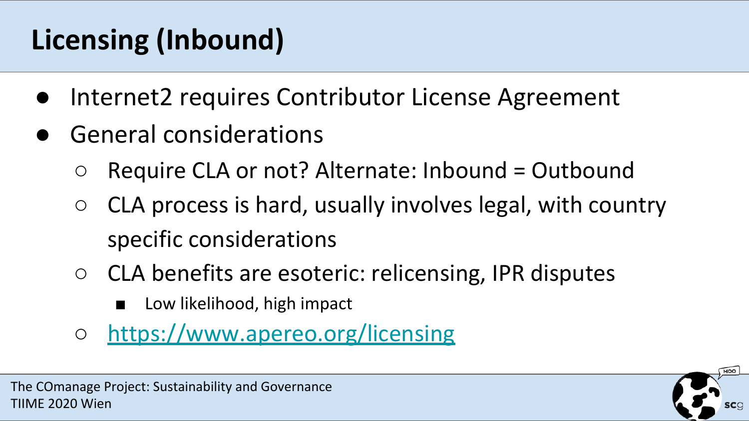# Licensing (Inbound)

- Internet2 requires Contributor License Agreement
- General considerations
  - Require CLA or not? Alternate: Inbound = Outbound
  - CLA process is hard, usually involves legal, with country specific considerations
  - CLA benefits are esoteric: relicensing, IPR disputes
    - Low likelihood, high impact
  - https://www.apereo.org/licensing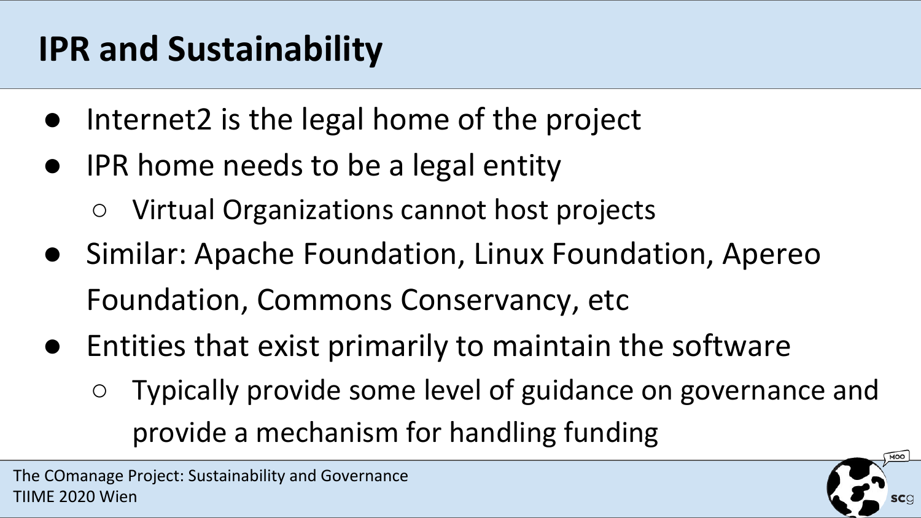# IPR and Sustainability

- Internet2 is the legal home of the project
- IPR home needs to be a legal entity
  - Virtual Organizations cannot host projects
- Similar: Apache Foundation, Linux Foundation, Apereo Foundation, Commons Conservancy, etc
- Entities that exist primarily to maintain the software
  - Typically provide some level of guidance on governance and provide a mechanism for handling funding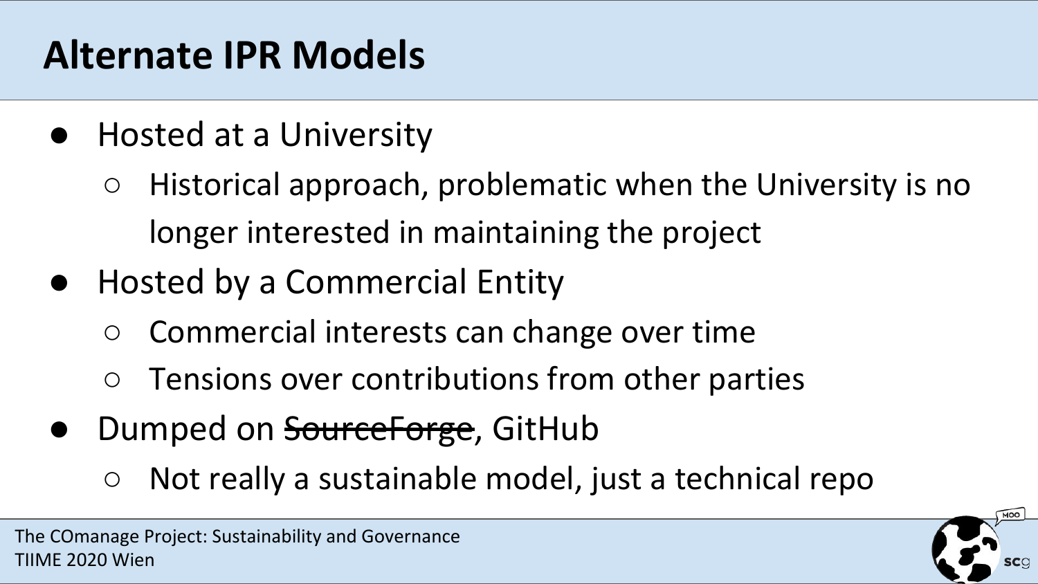# Alternate IPR Models

- Hosted at a University
  - Historical approach, problematic when the University is no longer interested in maintaining the project
- Hosted by a Commercial Entity
  - Commercial interests can change over time
  - Tensions over contributions from other parties
- Dumped on ~~SourceForge~~, GitHub
  - Not really a sustainable model, just a technical repo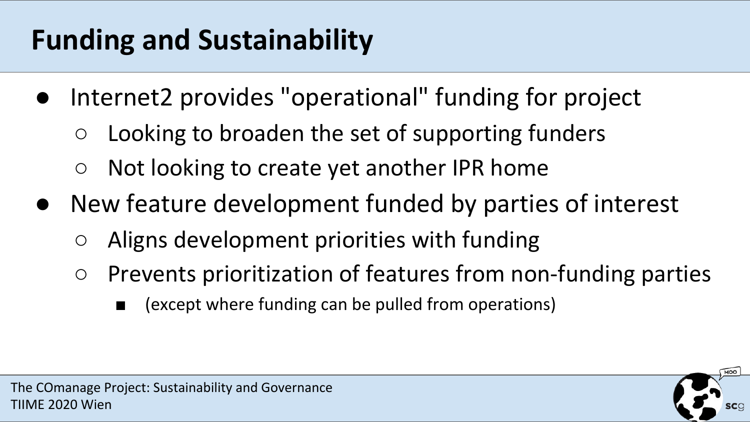# Funding and Sustainability

- Internet2 provides "operational" funding for project
  - Looking to broaden the set of supporting funders
  - Not looking to create yet another IPR home
- New feature development funded by parties of interest
  - Aligns development priorities with funding
  - Prevents prioritization of features from non-funding parties
    - (except where funding can be pulled from operations)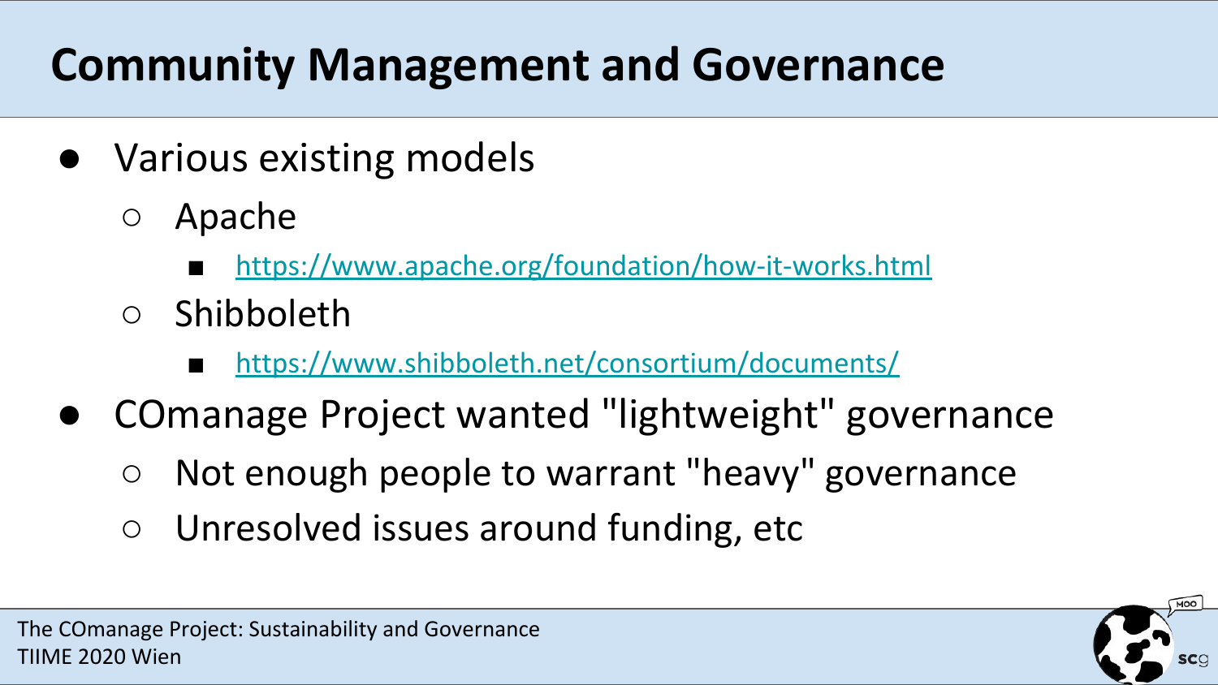# Community Management and Governance

- Various existing models
  - Apache
    - https://www.apache.org/foundation/how-it-works.html
  - Shibboleth
    - https://www.shibboleth.net/consortium/documents/
- COmanage Project wanted "lightweight" governance
  - Not enough people to warrant "heavy" governance
  - Unresolved issues around funding, etc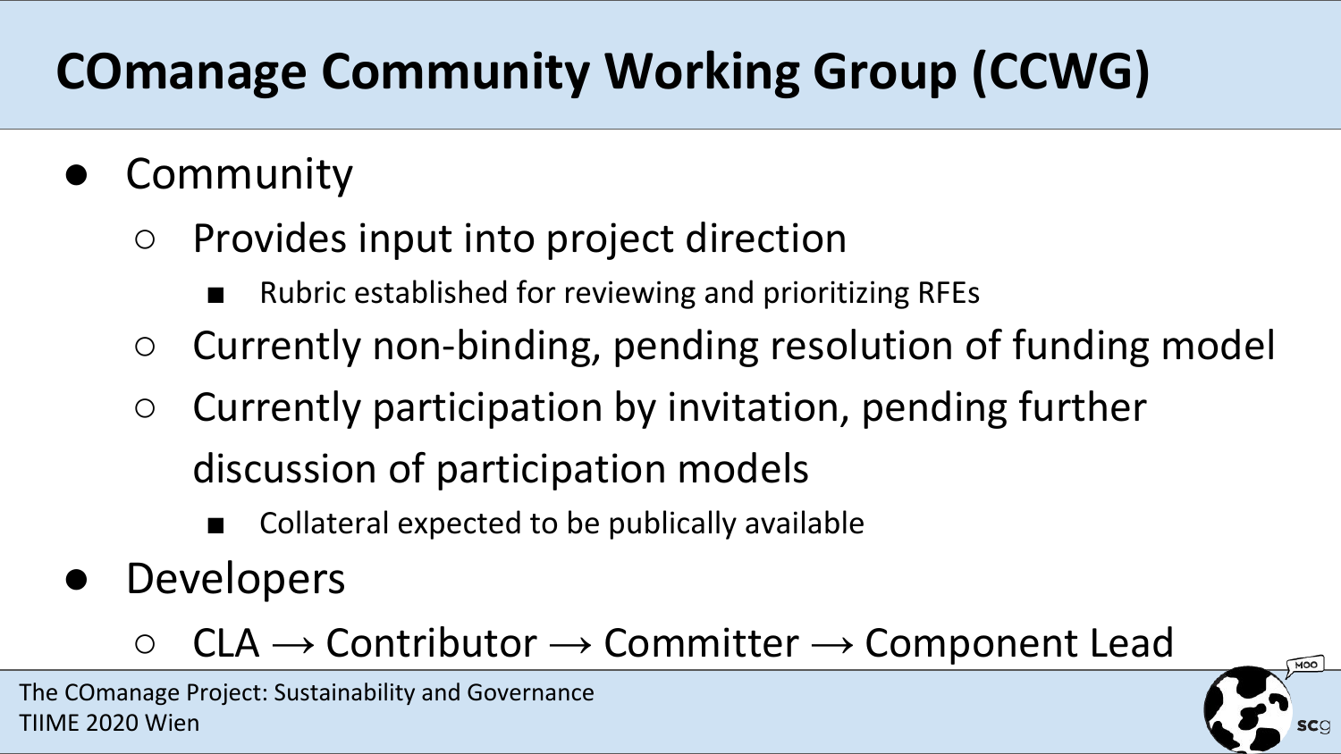# COmanage Community Working Group (CCWG)

- Community
  - Provides input into project direction
    - Rubric established for reviewing and prioritizing RFEs
  - Currently non-binding, pending resolution of funding model
  - Currently participation by invitation, pending further discussion of participation models
    - Collateral expected to be publically available
- Developers
  - CLA → Contributor → Committer → Component Lead